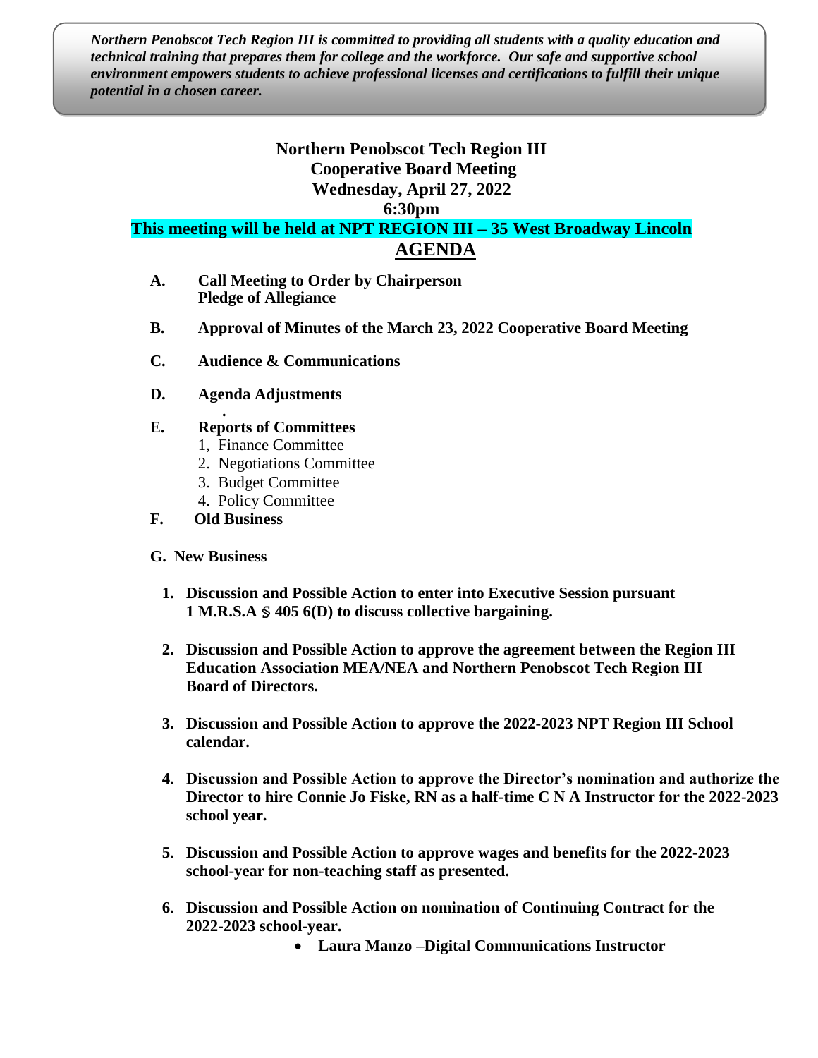***Northern Penobscot Tech Region III is committed to providing all students with a quality education and technical training that prepares them for college and the workforce. Our safe and supportive school environment empowers students to achieve professional licenses and certifications to fulfill their unique potential in a chosen career.***

**Northern Penobscot Tech Region III**
**Cooperative Board Meeting**
**Wednesday, April 27, 2022**
**6:30pm**

**This meeting will be held at NPT REGION III – 35 West Broadway Lincoln**

# AGENDA

**A. Call Meeting to Order by Chairperson**
**Pledge of Allegiance**

**B. Approval of Minutes of the March 23, 2022 Cooperative Board Meeting**

**C. Audience & Communications**

**D. Agenda Adjustments**

**E. Reports of Committees**

1, Finance Committee
2. Negotiations Committee
3. Budget Committee
4. Policy Committee

**F. Old Business**

**G. New Business**

1. **Discussion and Possible Action to enter into Executive Session pursuant 1 M.R.S.A § 405 6(D) to discuss collective bargaining.**

2. **Discussion and Possible Action to approve the agreement between the Region III Education Association MEA/NEA and Northern Penobscot Tech Region III Board of Directors.**

3. **Discussion and Possible Action to approve the 2022-2023 NPT Region III School calendar.**

4. **Discussion and Possible Action to approve the Director's nomination and authorize the Director to hire Connie Jo Fiske, RN as a half-time C N A Instructor for the 2022-2023 school year.**

5. **Discussion and Possible Action to approve wages and benefits for the 2022-2023 school-year for non-teaching staff as presented.**

6. **Discussion and Possible Action on nomination of Continuing Contract for the 2022-2023 school-year.**
   - **Laura Manzo –Digital Communications Instructor**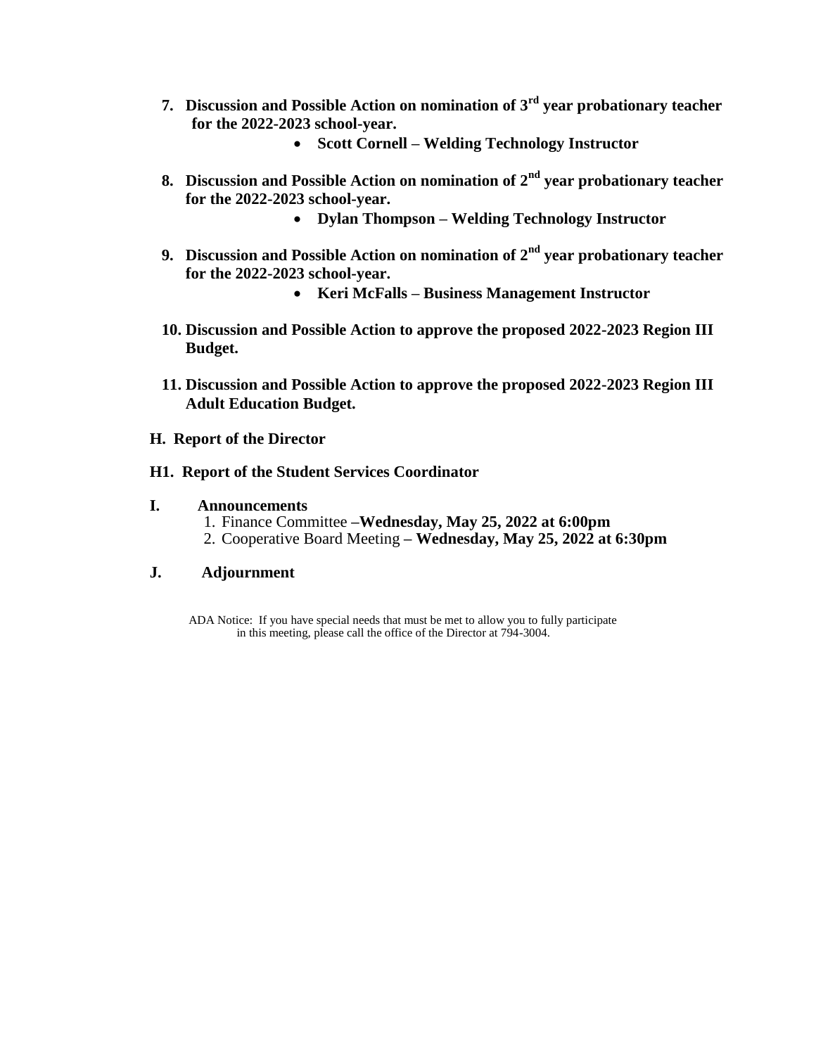7. **Discussion and Possible Action on nomination of 3rd year probationary teacher for the 2022-2023 school-year.**
   - **Scott Cornell – Welding Technology Instructor**

8. **Discussion and Possible Action on nomination of 2nd year probationary teacher for the 2022-2023 school-year.**
   - **Dylan Thompson – Welding Technology Instructor**

9. **Discussion and Possible Action on nomination of 2nd year probationary teacher for the 2022-2023 school-year.**
   - **Keri McFalls – Business Management Instructor**

10. **Discussion and Possible Action to approve the proposed 2022-2023 Region III Budget.**

11. **Discussion and Possible Action to approve the proposed 2022-2023 Region III Adult Education Budget.**

**H. Report of the Director**

**H1. Report of the Student Services Coordinator**

**I. Announcements**

1. Finance Committee –**Wednesday, May 25, 2022 at 6:00pm**
2. Cooperative Board Meeting **– Wednesday, May 25, 2022 at 6:30pm**

**J. Adjournment**

ADA Notice: If you have special needs that must be met to allow you to fully participate in this meeting, please call the office of the Director at 794-3004.